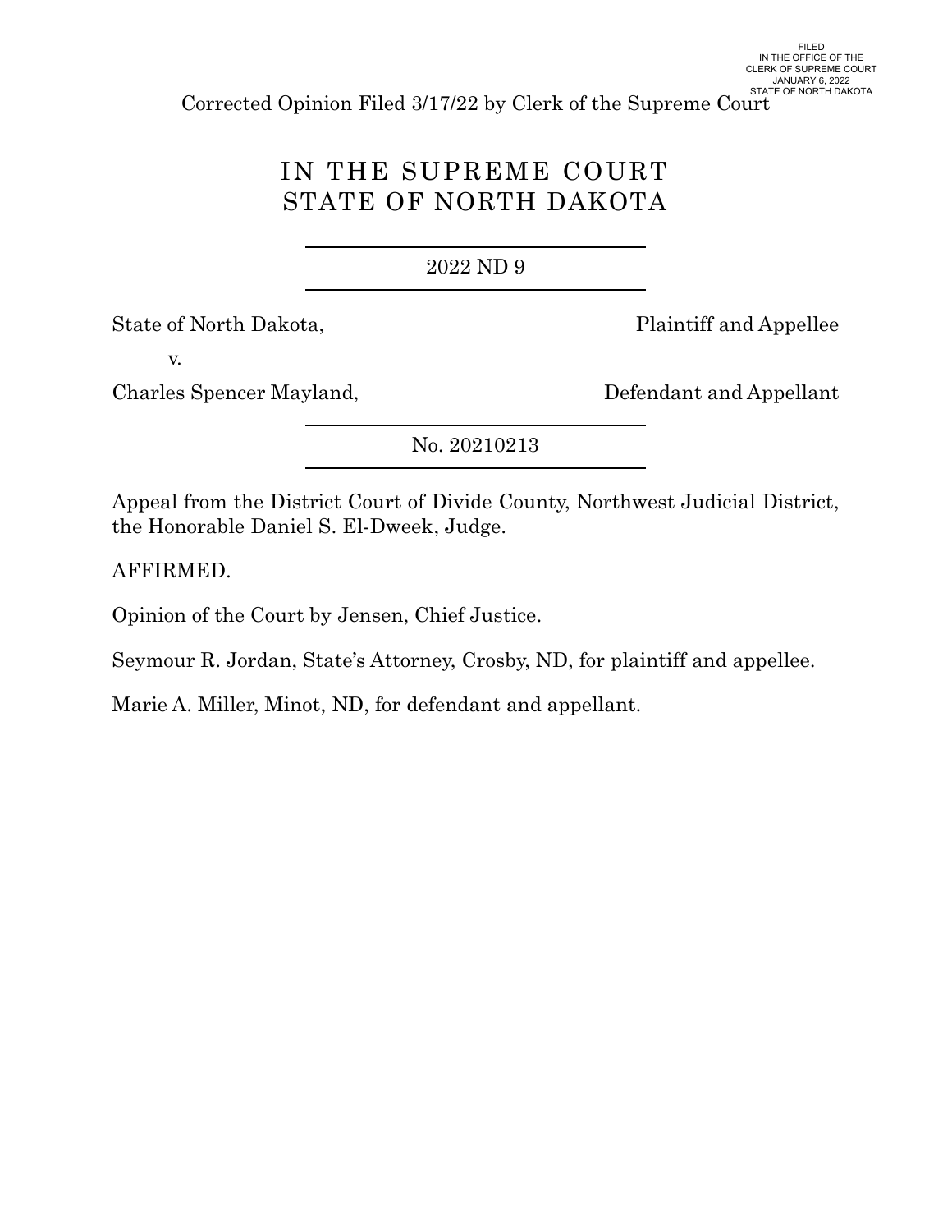FILED
IN THE OFFICE OF THE
CLERK OF SUPREME COURT
JANUARY 6, 2022
STATE OF NORTH DAKOTA

Corrected Opinion Filed 3/17/22 by Clerk of the Supreme Court

# IN THE SUPREME COURT
# STATE OF NORTH DAKOTA

2022 ND 9

State of North Dakota, Plaintiff and Appellee

v.

Charles Spencer Mayland, Defendant and Appellant

No. 20210213

Appeal from the District Court of Divide County, Northwest Judicial District, the Honorable Daniel S. El-Dweek, Judge.

AFFIRMED.

Opinion of the Court by Jensen, Chief Justice.

Seymour R. Jordan, State's Attorney, Crosby, ND, for plaintiff and appellee.

Marie A. Miller, Minot, ND, for defendant and appellant.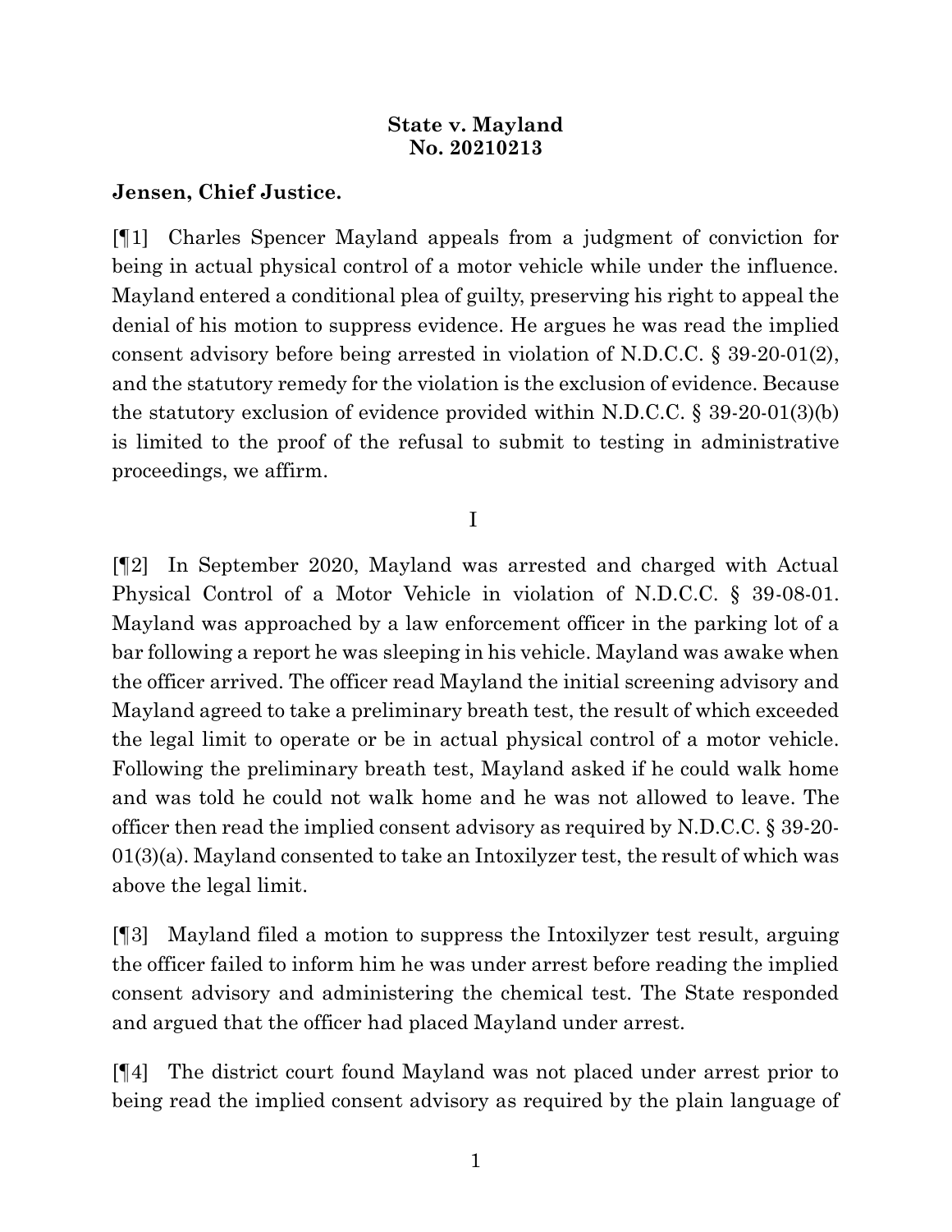**State v. Mayland**
**No. 20210213**

**Jensen, Chief Justice.**

[¶1] Charles Spencer Mayland appeals from a judgment of conviction for being in actual physical control of a motor vehicle while under the influence. Mayland entered a conditional plea of guilty, preserving his right to appeal the denial of his motion to suppress evidence. He argues he was read the implied consent advisory before being arrested in violation of N.D.C.C. § 39-20-01(2), and the statutory remedy for the violation is the exclusion of evidence. Because the statutory exclusion of evidence provided within N.D.C.C. § 39-20-01(3)(b) is limited to the proof of the refusal to submit to testing in administrative proceedings, we affirm.

I

[¶2] In September 2020, Mayland was arrested and charged with Actual Physical Control of a Motor Vehicle in violation of N.D.C.C. § 39-08-01. Mayland was approached by a law enforcement officer in the parking lot of a bar following a report he was sleeping in his vehicle. Mayland was awake when the officer arrived. The officer read Mayland the initial screening advisory and Mayland agreed to take a preliminary breath test, the result of which exceeded the legal limit to operate or be in actual physical control of a motor vehicle. Following the preliminary breath test, Mayland asked if he could walk home and was told he could not walk home and he was not allowed to leave. The officer then read the implied consent advisory as required by N.D.C.C. § 39-20-01(3)(a). Mayland consented to take an Intoxilyzer test, the result of which was above the legal limit.

[¶3] Mayland filed a motion to suppress the Intoxilyzer test result, arguing the officer failed to inform him he was under arrest before reading the implied consent advisory and administering the chemical test. The State responded and argued that the officer had placed Mayland under arrest.

[¶4] The district court found Mayland was not placed under arrest prior to being read the implied consent advisory as required by the plain language of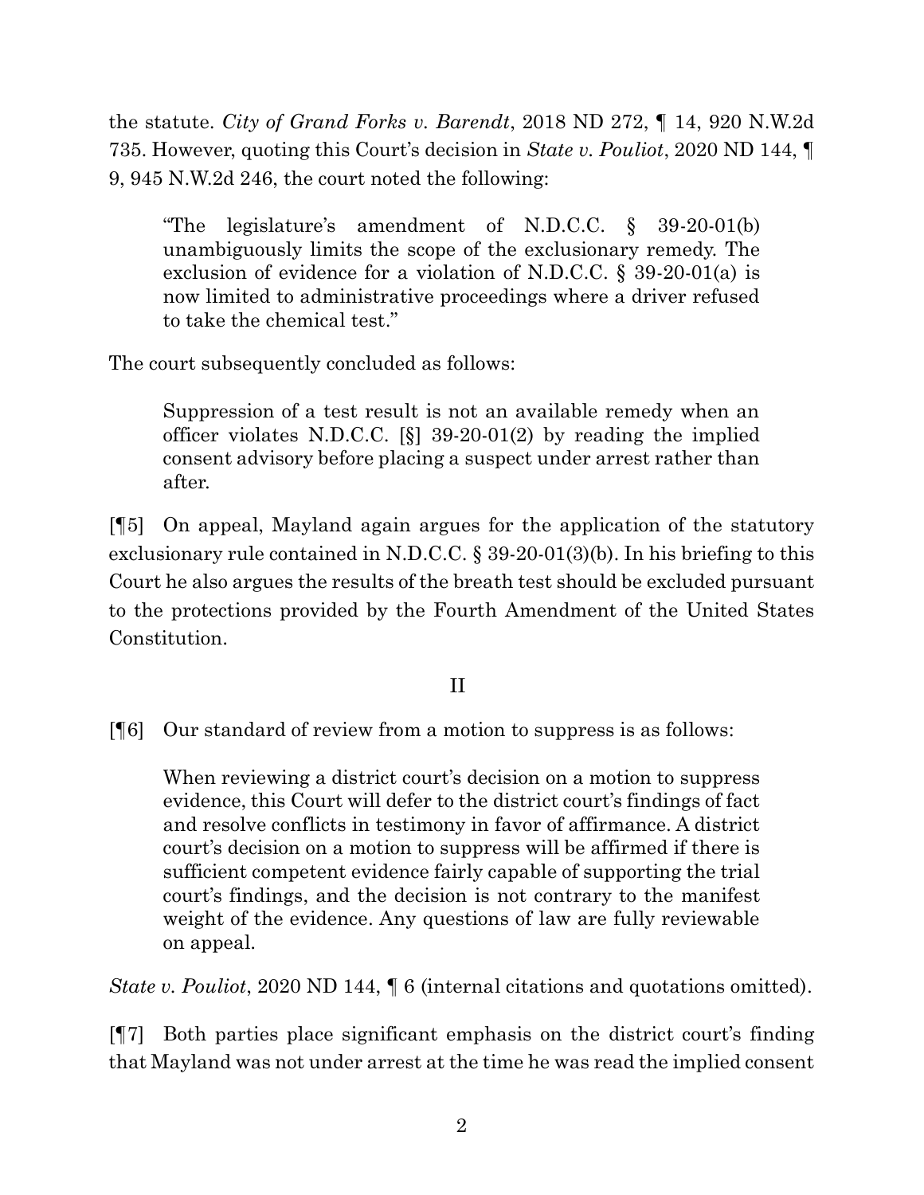the statute. *City of Grand Forks v. Barendt*, 2018 ND 272, ¶ 14, 920 N.W.2d 735. However, quoting this Court's decision in *State v. Pouliot*, 2020 ND 144, ¶ 9, 945 N.W.2d 246, the court noted the following:

> "The legislature's amendment of N.D.C.C. § 39-20-01(b) unambiguously limits the scope of the exclusionary remedy. The exclusion of evidence for a violation of N.D.C.C. § 39-20-01(a) is now limited to administrative proceedings where a driver refused to take the chemical test."

The court subsequently concluded as follows:

> Suppression of a test result is not an available remedy when an officer violates N.D.C.C. [§] 39-20-01(2) by reading the implied consent advisory before placing a suspect under arrest rather than after.

[¶5] On appeal, Mayland again argues for the application of the statutory exclusionary rule contained in N.D.C.C. § 39-20-01(3)(b). In his briefing to this Court he also argues the results of the breath test should be excluded pursuant to the protections provided by the Fourth Amendment of the United States Constitution.

## II

[¶6] Our standard of review from a motion to suppress is as follows:

> When reviewing a district court's decision on a motion to suppress evidence, this Court will defer to the district court's findings of fact and resolve conflicts in testimony in favor of affirmance. A district court's decision on a motion to suppress will be affirmed if there is sufficient competent evidence fairly capable of supporting the trial court's findings, and the decision is not contrary to the manifest weight of the evidence. Any questions of law are fully reviewable on appeal.

*State v. Pouliot*, 2020 ND 144, ¶ 6 (internal citations and quotations omitted).

[¶7] Both parties place significant emphasis on the district court's finding that Mayland was not under arrest at the time he was read the implied consent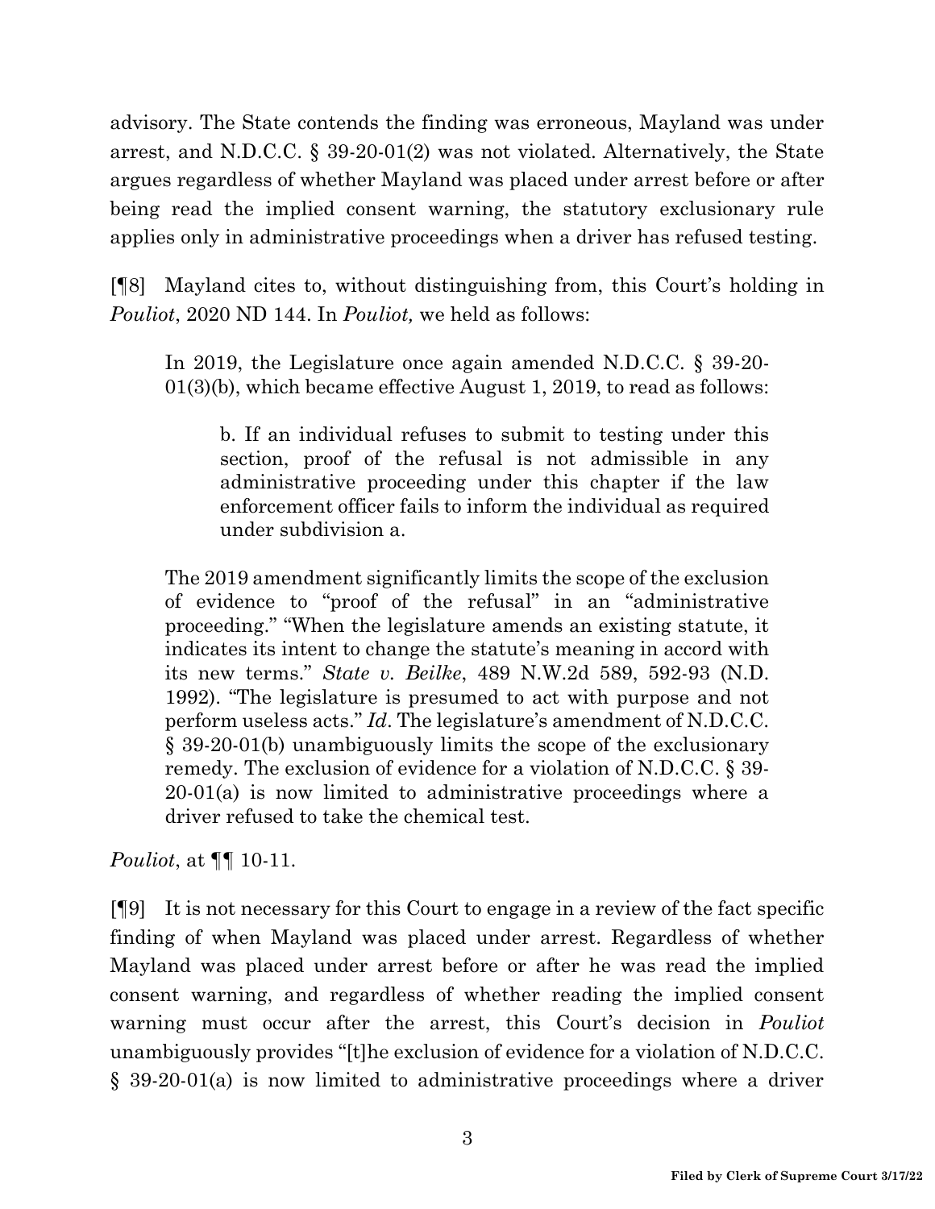advisory. The State contends the finding was erroneous, Mayland was under arrest, and N.D.C.C. § 39-20-01(2) was not violated. Alternatively, the State argues regardless of whether Mayland was placed under arrest before or after being read the implied consent warning, the statutory exclusionary rule applies only in administrative proceedings when a driver has refused testing.

[¶8] Mayland cites to, without distinguishing from, this Court's holding in *Pouliot*, 2020 ND 144. In *Pouliot,* we held as follows:

> In 2019, the Legislature once again amended N.D.C.C. § 39-20-01(3)(b), which became effective August 1, 2019, to read as follows:
>
> > b. If an individual refuses to submit to testing under this section, proof of the refusal is not admissible in any administrative proceeding under this chapter if the law enforcement officer fails to inform the individual as required under subdivision a.
>
> The 2019 amendment significantly limits the scope of the exclusion of evidence to "proof of the refusal" in an "administrative proceeding." "When the legislature amends an existing statute, it indicates its intent to change the statute's meaning in accord with its new terms." *State v. Beilke*, 489 N.W.2d 589, 592-93 (N.D. 1992). "The legislature is presumed to act with purpose and not perform useless acts." *Id*. The legislature's amendment of N.D.C.C. § 39-20-01(b) unambiguously limits the scope of the exclusionary remedy. The exclusion of evidence for a violation of N.D.C.C. § 39-20-01(a) is now limited to administrative proceedings where a driver refused to take the chemical test.

*Pouliot*, at ¶¶ 10-11.

[¶9] It is not necessary for this Court to engage in a review of the fact specific finding of when Mayland was placed under arrest. Regardless of whether Mayland was placed under arrest before or after he was read the implied consent warning, and regardless of whether reading the implied consent warning must occur after the arrest, this Court's decision in *Pouliot* unambiguously provides "[t]he exclusion of evidence for a violation of N.D.C.C. § 39-20-01(a) is now limited to administrative proceedings where a driver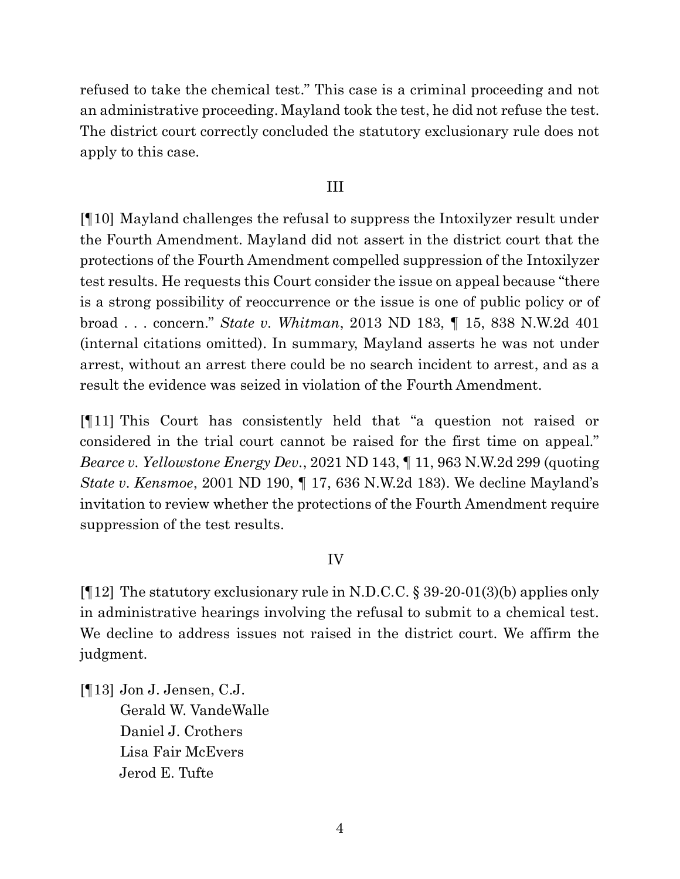refused to take the chemical test." This case is a criminal proceeding and not an administrative proceeding. Mayland took the test, he did not refuse the test. The district court correctly concluded the statutory exclusionary rule does not apply to this case.

## III

[¶10] Mayland challenges the refusal to suppress the Intoxilyzer result under the Fourth Amendment. Mayland did not assert in the district court that the protections of the Fourth Amendment compelled suppression of the Intoxilyzer test results. He requests this Court consider the issue on appeal because "there is a strong possibility of reoccurrence or the issue is one of public policy or of broad . . . concern." *State v. Whitman*, 2013 ND 183, ¶ 15, 838 N.W.2d 401 (internal citations omitted). In summary, Mayland asserts he was not under arrest, without an arrest there could be no search incident to arrest, and as a result the evidence was seized in violation of the Fourth Amendment.

[¶11] This Court has consistently held that "a question not raised or considered in the trial court cannot be raised for the first time on appeal." *Bearce v. Yellowstone Energy Dev.*, 2021 ND 143, ¶ 11, 963 N.W.2d 299 (quoting *State v. Kensmoe*, 2001 ND 190, ¶ 17, 636 N.W.2d 183). We decline Mayland's invitation to review whether the protections of the Fourth Amendment require suppression of the test results.

## IV

[¶12] The statutory exclusionary rule in N.D.C.C. § 39-20-01(3)(b) applies only in administrative hearings involving the refusal to submit to a chemical test. We decline to address issues not raised in the district court. We affirm the judgment.

[¶13] Jon J. Jensen, C.J.
Gerald W. VandeWalle
Daniel J. Crothers
Lisa Fair McEvers
Jerod E. Tufte